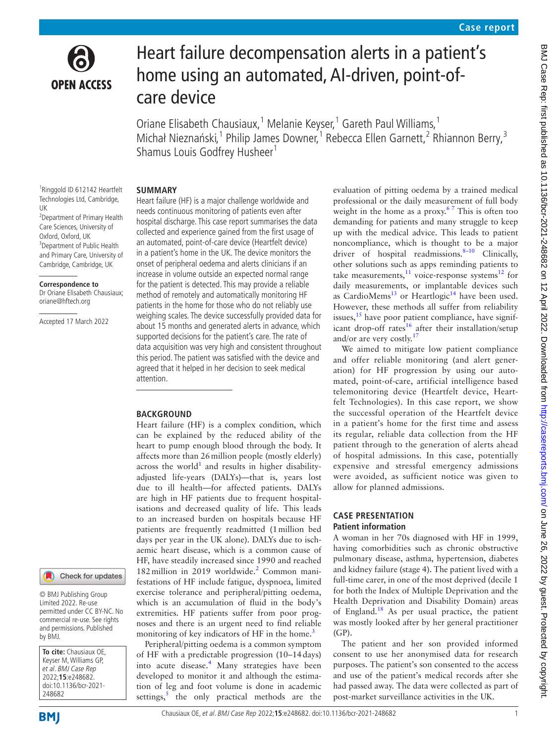# Heart failure decompensation alerts in a patient's home using an automated, AI-driven, point-of-care device

Oriane Elisabeth Chausiaux,[1] Melanie Keyser,[1] Gareth Paul Williams,[1] Michał Nieznański,[1] Philip James Downer,[1] Rebecca Ellen Garnett,[2] Rhiannon Berry,[3] Shamus Louis Godfrey Husheer[1]

[1]Ringgold ID 612142 Heartfelt Technologies Ltd, Cambridge, UK
[2]Department of Primary Health Care Sciences, University of Oxford, Oxford, UK
[3]Department of Public Health and Primary Care, University of Cambridge, Cambridge, UK

**Correspondence to**
Dr Oriane Elisabeth Chausiaux; oriane@hftech.org

Accepted 17 March 2022

© BMJ Publishing Group Limited 2022. Re-use permitted under CC BY-NC. No commercial re-use. See rights and permissions. Published by BMJ.

**To cite:** Chausiaux OE, Keyser M, Williams GP, et al. *BMJ Case Rep* 2022;**15**:e248682. doi:10.1136/bcr-2021-248682

## SUMMARY

Heart failure (HF) is a major challenge worldwide and needs continuous monitoring of patients even after hospital discharge. This case report summarises the data collected and experience gained from the first usage of an automated, point-of-care device (Heartfelt device) in a patient's home in the UK. The device monitors the onset of peripheral oedema and alerts clinicians if an increase in volume outside an expected normal range for the patient is detected. This may provide a reliable method of remotely and automatically monitoring HF patients in the home for those who do not reliably use weighing scales. The device successfully provided data for about 15 months and generated alerts in advance, which supported decisions for the patient's care. The rate of data acquisition was very high and consistent throughout this period. The patient was satisfied with the device and agreed that it helped in her decision to seek medical attention.

## BACKGROUND

Heart failure (HF) is a complex condition, which can be explained by the reduced ability of the heart to pump enough blood through the body. It affects more than 26 million people (mostly elderly) across the world[1] and results in higher disability-adjusted life-years (DALYs)—that is, years lost due to ill health—for affected patients. DALYs are high in HF patients due to frequent hospitalisations and decreased quality of life. This leads to an increased burden on hospitals because HF patients are frequently readmitted (1 million bed days per year in the UK alone). DALYs due to ischaemic heart disease, which is a common cause of HF, have steadily increased since 1990 and reached 182 million in 2019 worldwide.[2] Common manifestations of HF include fatigue, dyspnoea, limited exercise tolerance and peripheral/pitting oedema, which is an accumulation of fluid in the body's extremities. HF patients suffer from poor prognoses and there is an urgent need to find reliable monitoring of key indicators of HF in the home.[3]

Peripheral/pitting oedema is a common symptom of HF with a predictable progression (10–14 days) into acute disease.[4] Many strategies have been developed to monitor it and although the estimation of leg and foot volume is done in academic settings,[5] the only practical methods are the evaluation of pitting oedema by a trained medical professional or the daily measurement of full body weight in the home as a proxy.[6 7] This is often too demanding for patients and many struggle to keep up with the medical advice. This leads to patient noncompliance, which is thought to be a major driver of hospital readmissions.[8–10] Clinically, other solutions such as apps reminding patients to take measurements,[11] voice-response systems[12] for daily measurements, or implantable devices such as CardioMems[13] or Heartlogic[14] have been used. However, these methods all suffer from reliability issues,[15] have poor patient compliance, have significant drop-off rates[16] after their installation/setup and/or are very costly.[17]

We aimed to mitigate low patient compliance and offer reliable monitoring (and alert generation) for HF progression by using our automated, point-of-care, artificial intelligence based telemonitoring device (Heartfelt device, Heartfelt Technologies). In this case report, we show the successful operation of the Heartfelt device in a patient's home for the first time and assess its regular, reliable data collection from the HF patient through to the generation of alerts ahead of hospital admissions. In this case, potentially expensive and stressful emergency admissions were avoided, as sufficient notice was given to allow for planned admissions.

## CASE PRESENTATION

### Patient information

A woman in her 70s diagnosed with HF in 1999, having comorbidities such as chronic obstructive pulmonary disease, asthma, hypertension, diabetes and kidney failure (stage 4). The patient lived with a full-time carer, in one of the most deprived (decile 1 for both the Index of Multiple Deprivation and the Health Deprivation and Disability Domain) areas of England.[18] As per usual practice, the patient was mostly looked after by her general practitioner (GP).

The patient and her son provided informed consent to use her anonymised data for research purposes. The patient's son consented to the access and use of the patient's medical records after she had passed away. The data were collected as part of post-market surveillance activities in the UK.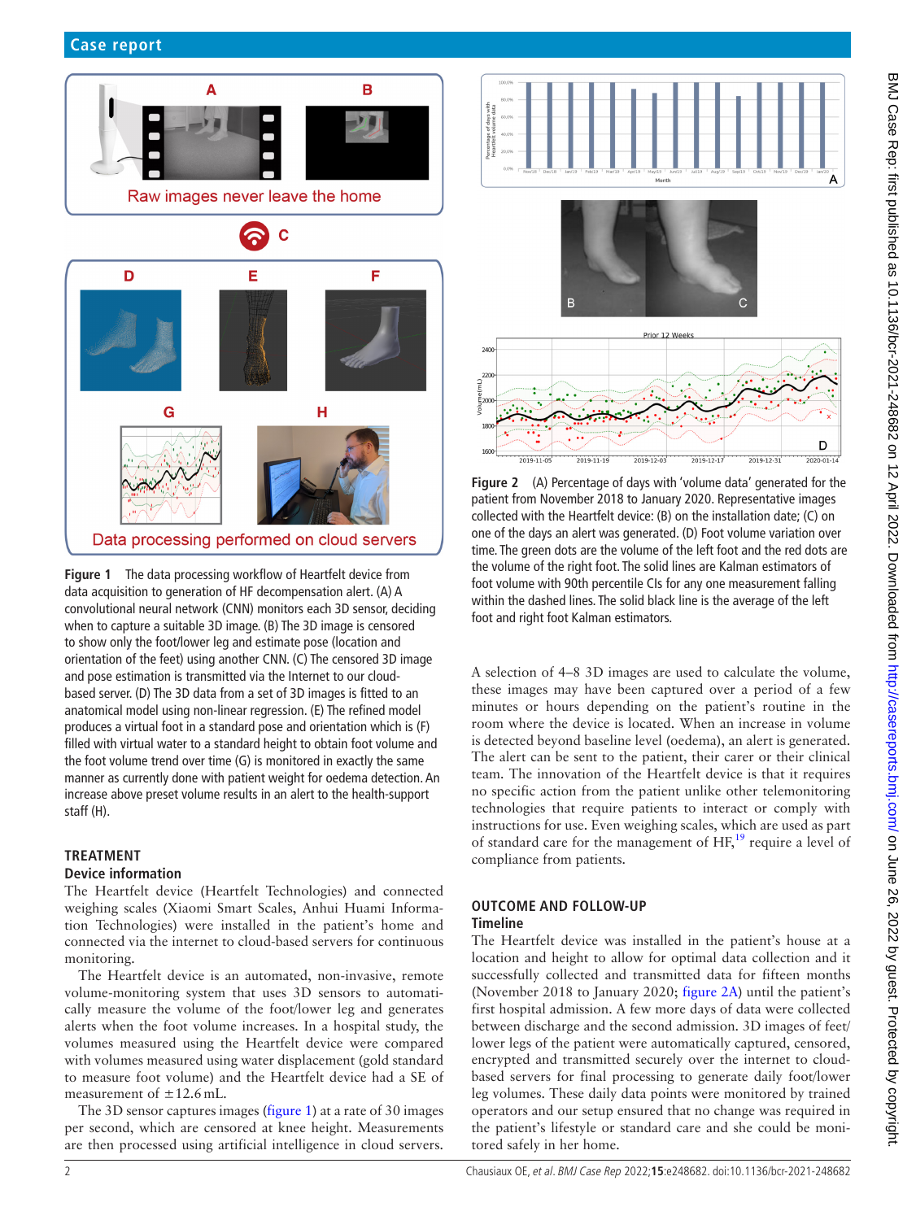Figure 1 The data processing workflow of Heartfelt device from data acquisition to generation of HF decompensation alert. (A) A convolutional neural network (CNN) monitors each 3D sensor, deciding when to capture a suitable 3D image. (B) The 3D image is censored to show only the foot/lower leg and estimate pose (location and orientation of the feet) using another CNN. (C) The censored 3D image and pose estimation is transmitted via the Internet to our cloud-based server. (D) The 3D data from a set of 3D images is fitted to an anatomical model using non-linear regression. (E) The refined model produces a virtual foot in a standard pose and orientation which is (F) filled with virtual water to a standard height to obtain foot volume and the foot volume trend over time (G) is monitored in exactly the same manner as currently done with patient weight for oedema detection. An increase above preset volume results in an alert to the health-support staff (H).

## TREATMENT

### Device information

The Heartfelt device (Heartfelt Technologies) and connected weighing scales (Xiaomi Smart Scales, Anhui Huami Information Technologies) were installed in the patient's home and connected via the internet to cloud-based servers for continuous monitoring.

The Heartfelt device is an automated, non-invasive, remote volume-monitoring system that uses 3D sensors to automatically measure the volume of the foot/lower leg and generates alerts when the foot volume increases. In a hospital study, the volumes measured using the Heartfelt device were compared with volumes measured using water displacement (gold standard to measure foot volume) and the Heartfelt device had a SE of measurement of ±12.6 mL.

The 3D sensor captures images (figure 1) at a rate of 30 images per second, which are censored at knee height. Measurements are then processed using artificial intelligence in cloud servers.

Figure 2 (A) Percentage of days with 'volume data' generated for the patient from November 2018 to January 2020. Representative images collected with the Heartfelt device: (B) on the installation date; (C) on one of the days an alert was generated. (D) Foot volume variation over time. The green dots are the volume of the left foot and the red dots are the volume of the right foot. The solid lines are Kalman estimators of foot volume with 90th percentile CIs for any one measurement falling within the dashed lines. The solid black line is the average of the left foot and right foot Kalman estimators.

A selection of 4–8 3D images are used to calculate the volume, these images may have been captured over a period of a few minutes or hours depending on the patient's routine in the room where the device is located. When an increase in volume is detected beyond baseline level (oedema), an alert is generated. The alert can be sent to the patient, their carer or their clinical team. The innovation of the Heartfelt device is that it requires no specific action from the patient unlike other telemonitoring technologies that require patients to interact or comply with instructions for use. Even weighing scales, which are used as part of standard care for the management of HF,[19] require a level of compliance from patients.

## OUTCOME AND FOLLOW-UP

### Timeline

The Heartfelt device was installed in the patient's house at a location and height to allow for optimal data collection and it successfully collected and transmitted data for fifteen months (November 2018 to January 2020; figure 2A) until the patient's first hospital admission. A few more days of data were collected between discharge and the second admission. 3D images of feet/lower legs of the patient were automatically captured, censored, encrypted and transmitted securely over the internet to cloud-based servers for final processing to generate daily foot/lower leg volumes. These daily data points were monitored by trained operators and our setup ensured that no change was required in the patient's lifestyle or standard care and she could be monitored safely in her home.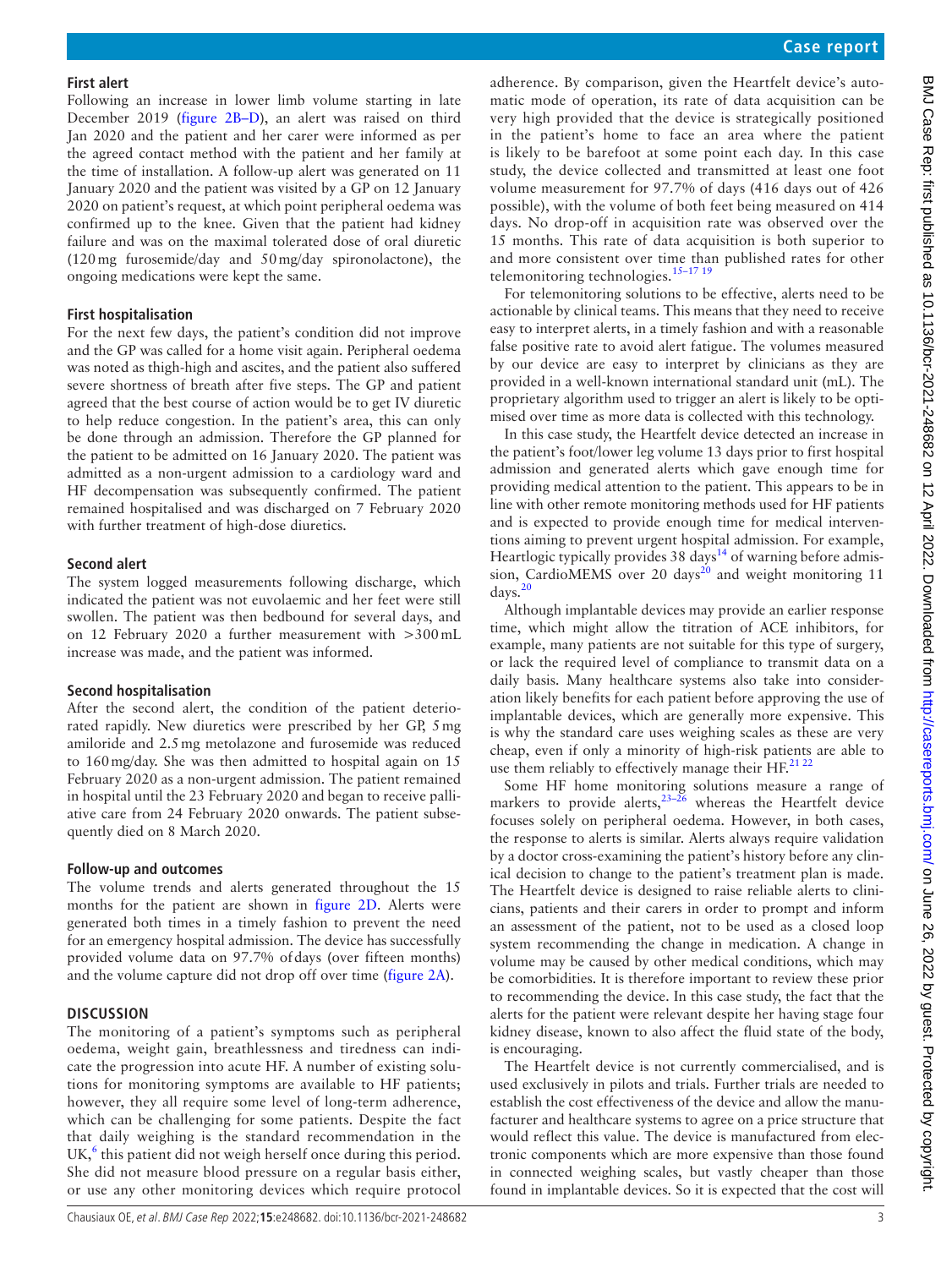### First alert

Following an increase in lower limb volume starting in late December 2019 (figure 2B–D), an alert was raised on third Jan 2020 and the patient and her carer were informed as per the agreed contact method with the patient and her family at the time of installation. A follow-up alert was generated on 11 January 2020 and the patient was visited by a GP on 12 January 2020 on patient's request, at which point peripheral oedema was confirmed up to the knee. Given that the patient had kidney failure and was on the maximal tolerated dose of oral diuretic (120 mg furosemide/day and 50 mg/day spironolactone), the ongoing medications were kept the same.

### First hospitalisation

For the next few days, the patient's condition did not improve and the GP was called for a home visit again. Peripheral oedema was noted as thigh-high and ascites, and the patient also suffered severe shortness of breath after five steps. The GP and patient agreed that the best course of action would be to get IV diuretic to help reduce congestion. In the patient's area, this can only be done through an admission. Therefore the GP planned for the patient to be admitted on 16 January 2020. The patient was admitted as a non-urgent admission to a cardiology ward and HF decompensation was subsequently confirmed. The patient remained hospitalised and was discharged on 7 February 2020 with further treatment of high-dose diuretics.

### Second alert

The system logged measurements following discharge, which indicated the patient was not euvolaemic and her feet were still swollen. The patient was then bedbound for several days, and on 12 February 2020 a further measurement with >300 mL increase was made, and the patient was informed.

### Second hospitalisation

After the second alert, the condition of the patient deteriorated rapidly. New diuretics were prescribed by her GP, 5 mg amiloride and 2.5 mg metolazone and furosemide was reduced to 160 mg/day. She was then admitted to hospital again on 15 February 2020 as a non-urgent admission. The patient remained in hospital until the 23 February 2020 and began to receive palliative care from 24 February 2020 onwards. The patient subsequently died on 8 March 2020.

### Follow-up and outcomes

The volume trends and alerts generated throughout the 15 months for the patient are shown in figure 2D. Alerts were generated both times in a timely fashion to prevent the need for an emergency hospital admission. The device has successfully provided volume data on 97.7% of days (over fifteen months) and the volume capture did not drop off over time (figure 2A).

## DISCUSSION

The monitoring of a patient's symptoms such as peripheral oedema, weight gain, breathlessness and tiredness can indicate the progression into acute HF. A number of existing solutions for monitoring symptoms are available to HF patients; however, they all require some level of long-term adherence, which can be challenging for some patients. Despite the fact that daily weighing is the standard recommendation in the UK,[6] this patient did not weigh herself once during this period. She did not measure blood pressure on a regular basis either, or use any other monitoring devices which require protocol adherence. By comparison, given the Heartfelt device's automatic mode of operation, its rate of data acquisition can be very high provided that the device is strategically positioned in the patient's home to face an area where the patient is likely to be barefoot at some point each day. In this case study, the device collected and transmitted at least one foot volume measurement for 97.7% of days (416 days out of 426 possible), with the volume of both feet being measured on 414 days. No drop-off in acquisition rate was observed over the 15 months. This rate of data acquisition is both superior to and more consistent over time than published rates for other telemonitoring technologies.[15–17 19]

For telemonitoring solutions to be effective, alerts need to be actionable by clinical teams. This means that they need to receive easy to interpret alerts, in a timely fashion and with a reasonable false positive rate to avoid alert fatigue. The volumes measured by our device are easy to interpret by clinicians as they are provided in a well-known international standard unit (mL). The proprietary algorithm used to trigger an alert is likely to be optimised over time as more data is collected with this technology.

In this case study, the Heartfelt device detected an increase in the patient's foot/lower leg volume 13 days prior to first hospital admission and generated alerts which gave enough time for providing medical attention to the patient. This appears to be in line with other remote monitoring methods used for HF patients and is expected to provide enough time for medical interventions aiming to prevent urgent hospital admission. For example, Heartlogic typically provides 38 days[14] of warning before admission, CardioMEMS over 20 days[20] and weight monitoring 11 days.[20]

Although implantable devices may provide an earlier response time, which might allow the titration of ACE inhibitors, for example, many patients are not suitable for this type of surgery, or lack the required level of compliance to transmit data on a daily basis. Many healthcare systems also take into consideration likely benefits for each patient before approving the use of implantable devices, which are generally more expensive. This is why the standard care uses weighing scales as these are very cheap, even if only a minority of high-risk patients are able to use them reliably to effectively manage their HF.[21 22]

Some HF home monitoring solutions measure a range of markers to provide alerts,[23–26] whereas the Heartfelt device focuses solely on peripheral oedema. However, in both cases, the response to alerts is similar. Alerts always require validation by a doctor cross-examining the patient's history before any clinical decision to change to the patient's treatment plan is made. The Heartfelt device is designed to raise reliable alerts to clinicians, patients and their carers in order to prompt and inform an assessment of the patient, not to be used as a closed loop system recommending the change in medication. A change in volume may be caused by other medical conditions, which may be comorbidities. It is therefore important to review these prior to recommending the device. In this case study, the fact that the alerts for the patient were relevant despite her having stage four kidney disease, known to also affect the fluid state of the body, is encouraging.

The Heartfelt device is not currently commercialised, and is used exclusively in pilots and trials. Further trials are needed to establish the cost effectiveness of the device and allow the manufacturer and healthcare systems to agree on a price structure that would reflect this value. The device is manufactured from electronic components which are more expensive than those found in connected weighing scales, but vastly cheaper than those found in implantable devices. So it is expected that the cost will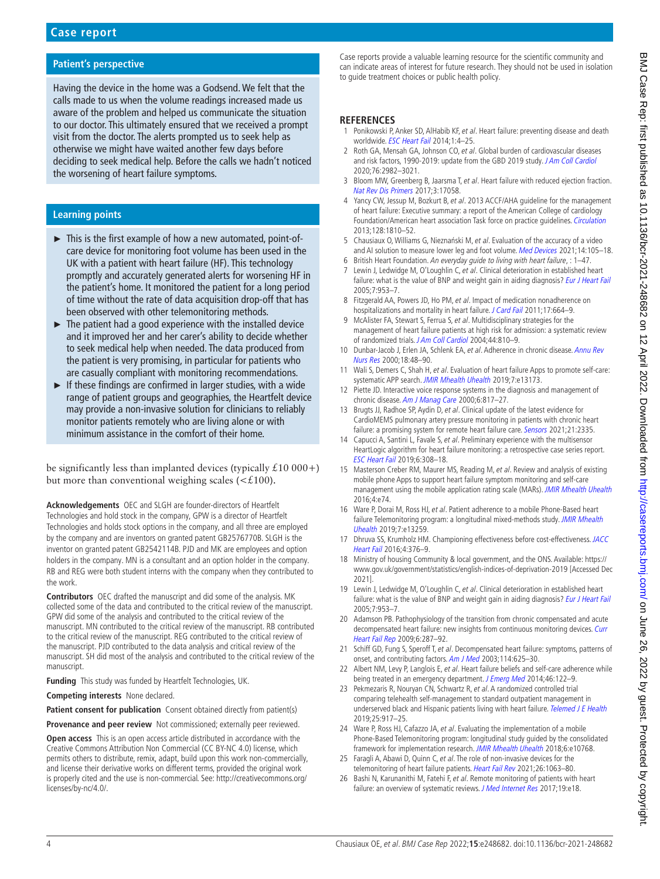### Patient's perspective

Having the device in the home was a Godsend. We felt that the calls made to us when the volume readings increased made us aware of the problem and helped us communicate the situation to our doctor. This ultimately ensured that we received a prompt visit from the doctor. The alerts prompted us to seek help as otherwise we might have waited another few days before deciding to seek medical help. Before the calls we hadn't noticed the worsening of heart failure symptoms.

### Learning points

- This is the first example of how a new automated, point-of-care device for monitoring foot volume has been used in the UK with a patient with heart failure (HF). This technology promptly and accurately generated alerts for worsening HF in the patient's home. It monitored the patient for a long period of time without the rate of data acquisition drop-off that has been observed with other telemonitoring methods.
- The patient had a good experience with the installed device and it improved her and her carer's ability to decide whether to seek medical help when needed. The data produced from the patient is very promising, in particular for patients who are casually compliant with monitoring recommendations.
- If these findings are confirmed in larger studies, with a wide range of patient groups and geographies, the Heartfelt device may provide a non-invasive solution for clinicians to reliably monitor patients remotely who are living alone or with minimum assistance in the comfort of their home.

be significantly less than implanted devices (typically £10 000+) but more than conventional weighing scales (<£100).

**Acknowledgements** OEC and SLGH are founder-directors of Heartfelt Technologies and hold stock in the company, GPW is a director of Heartfelt Technologies and holds stock options in the company, and all three are employed by the company and are inventors on granted patent GB2576770B. SLGH is the inventor on granted patent GB2542114B. PJD and MK are employees and option holders in the company. MN is a consultant and an option holder in the company. RB and REG were both student interns with the company when they contributed to the work.

**Contributors** OEC drafted the manuscript and did some of the analysis. MK collected some of the data and contributed to the critical review of the manuscript. GPW did some of the analysis and contributed to the critical review of the manuscript. MN contributed to the critical review of the manuscript. RB contributed to the critical review of the manuscript. REG contributed to the critical review of the manuscript. PJD contributed to the data analysis and critical review of the manuscript. SH did most of the analysis and contributed to the critical review of the manuscript.

**Funding** This study was funded by Heartfelt Technologies, UK.

**Competing interests** None declared.

**Patient consent for publication** Consent obtained directly from patient(s)

**Provenance and peer review** Not commissioned; externally peer reviewed.

**Open access** This is an open access article distributed in accordance with the Creative Commons Attribution Non Commercial (CC BY-NC 4.0) license, which permits others to distribute, remix, adapt, build upon this work non-commercially, and license their derivative works on different terms, provided the original work is properly cited and the use is non-commercial. See: http://creativecommons.org/licenses/by-nc/4.0/.

Case reports provide a valuable learning resource for the scientific community and can indicate areas of interest for future research. They should not be used in isolation to guide treatment choices or public health policy.

## REFERENCES

1. Ponikowski P, Anker SD, AlHabib KF, *et al*. Heart failure: preventing disease and death worldwide. *ESC Heart Fail* 2014;1:4–25.
2. Roth GA, Mensah GA, Johnson CO, *et al*. Global burden of cardiovascular diseases and risk factors, 1990-2019: update from the GBD 2019 study. *J Am Coll Cardiol* 2020;76:2982–3021.
3. Bloom MW, Greenberg B, Jaarsma T, *et al*. Heart failure with reduced ejection fraction. *Nat Rev Dis Primers* 2017;3:17058.
4. Yancy CW, Jessup M, Bozkurt B, *et al*. 2013 ACCF/AHA guideline for the management of heart failure: Executive summary: a report of the American College of cardiology Foundation/American heart association Task force on practice guidelines. *Circulation* 2013;128:1810–52.
5. Chausiaux O, Williams G, Nieznański M, *et al*. Evaluation of the accuracy of a video and AI solution to measure lower leg and foot volume. *Med Devices* 2021;14:105–18.
6. British Heart Foundation. *An everyday guide to living with heart failure*, : 1–47.
7. Lewin J, Ledwidge M, O'Loughlin C, *et al*. Clinical deterioration in established heart failure: what is the value of BNP and weight gain in aiding diagnosis? *Eur J Heart Fail* 2005;7:953–7.
8. Fitzgerald AA, Powers JD, Ho PM, *et al*. Impact of medication nonadherence on hospitalizations and mortality in heart failure. *J Card Fail* 2011;17:664–9.
9. McAlister FA, Stewart S, Ferrua S, *et al*. Multidisciplinary strategies for the management of heart failure patients at high risk for admission: a systematic review of randomized trials. *J Am Coll Cardiol* 2004;44:810–9.
10. Dunbar-Jacob J, Erlen JA, Schlenk EA, *et al*. Adherence in chronic disease. *Annu Rev Nurs Res* 2000;18:48–90.
11. Wali S, Demers C, Shah H, *et al*. Evaluation of heart failure Apps to promote self-care: systematic APP search. *JMIR Mhealth Uhealth* 2019;7:e13173.
12. Piette JD. Interactive voice response systems in the diagnosis and management of chronic disease. *Am J Manag Care* 2000;6:817–27.
13. Brugts JJ, Radhoe SP, Aydin D, *et al*. Clinical update of the latest evidence for CardioMEMS pulmonary artery pressure monitoring in patients with chronic heart failure: a promising system for remote heart failure care. *Sensors* 2021;21:2335.
14. Capucci A, Santini L, Favale S, *et al*. Preliminary experience with the multisensor HeartLogic algorithm for heart failure monitoring: a retrospective case series report. *ESC Heart Fail* 2019;6:308–18.
15. Masterson Creber RM, Maurer MS, Reading M, *et al*. Review and analysis of existing mobile phone Apps to support heart failure symptom monitoring and self-care management using the mobile application rating scale (MARs). *JMIR Mhealth Uhealth* 2016;4:e74.
16. Ware P, Dorai M, Ross HJ, *et al*. Patient adherence to a mobile Phone-Based heart failure Telemonitoring program: a longitudinal mixed-methods study. *JMIR Mhealth Uhealth* 2019;7:e13259.
17. Dhruva SS, Krumholz HM. Championing effectiveness before cost-effectiveness. *JACC Heart Fail* 2016;4:376–9.
18. Ministry of housing Community & local government, and the ONS. Available: https://www.gov.uk/government/statistics/english-indices-of-deprivation-2019 [Accessed Dec 2021].
19. Lewin J, Ledwidge M, O'Loughlin C, *et al*. Clinical deterioration in established heart failure: what is the value of BNP and weight gain in aiding diagnosis? *Eur J Heart Fail* 2005;7:953–7.
20. Adamson PB. Pathophysiology of the transition from chronic compensated and acute decompensated heart failure: new insights from continuous monitoring devices. *Curr Heart Fail Rep* 2009;6:287–92.
21. Schiff GD, Fung S, Speroff T, *et al*. Decompensated heart failure: symptoms, patterns of onset, and contributing factors. *Am J Med* 2003;114:625–30.
22. Albert NM, Levy P, Langlois E, *et al*. Heart failure beliefs and self-care adherence while being treated in an emergency department. *J Emerg Med* 2014;46:122–9.
23. Pekmezaris R, Nouryan CN, Schwartz R, *et al*. A randomized controlled trial comparing telehealth self-management to standard outpatient management in underserved black and Hispanic patients living with heart failure. *Telemed J E Health* 2019;25:917–25.
24. Ware P, Ross HJ, Cafazzo JA, *et al*. Evaluating the implementation of a mobile Phone-Based Telemonitoring program: longitudinal study guided by the consolidated framework for implementation research. *JMIR Mhealth Uhealth* 2018;6:e10768.
25. Faragli A, Abawi D, Quinn C, *et al*. The role of non-invasive devices for the telemonitoring of heart failure patients. *Heart Fail Rev* 2021;26:1063–80.
26. Bashi N, Karunanithi M, Fatehi F, *et al*. Remote monitoring of patients with heart failure: an overview of systematic reviews. *J Med Internet Res* 2017;19:e18.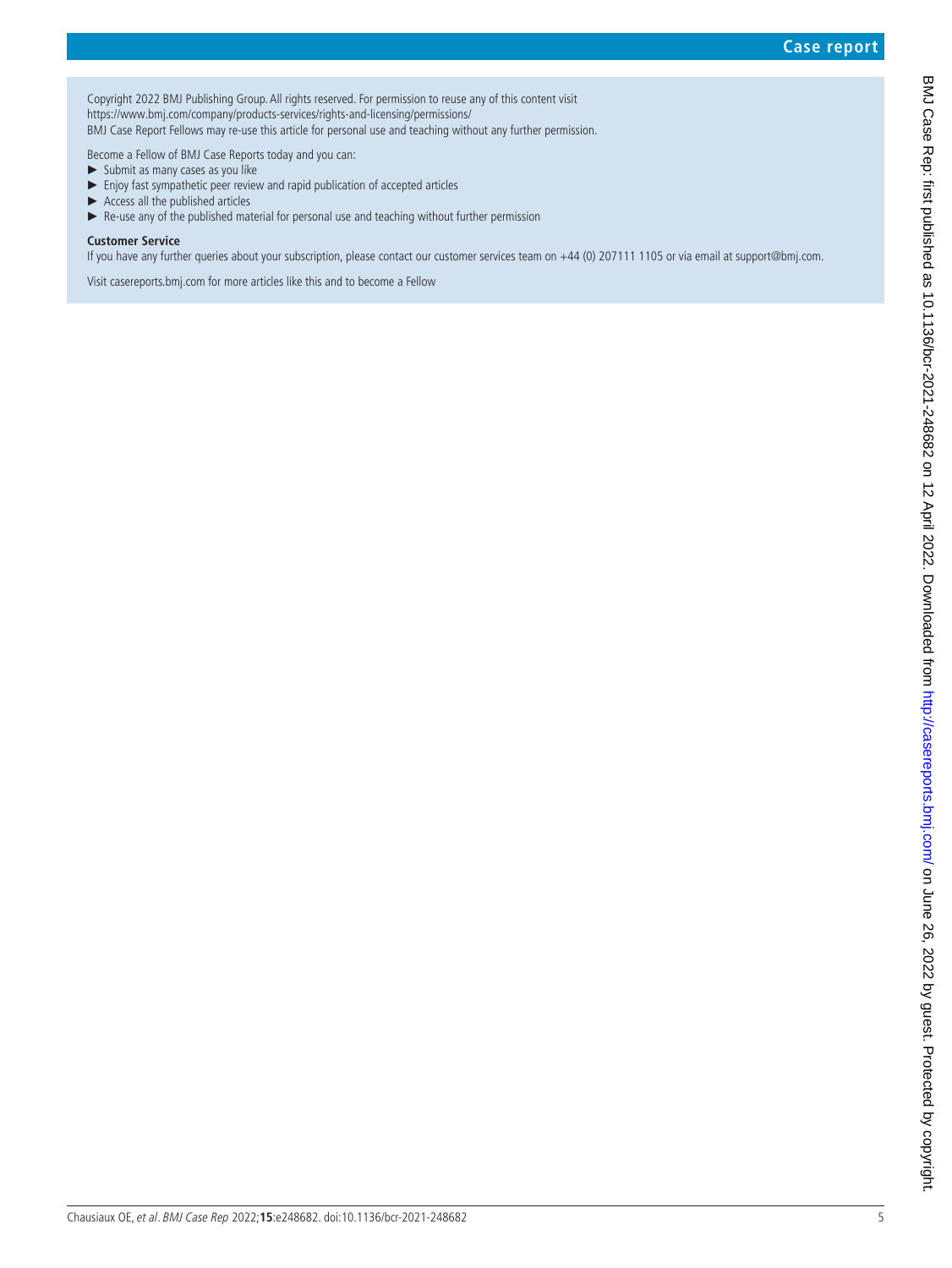Copyright 2022 BMJ Publishing Group. All rights reserved. For permission to reuse any of this content visit
https://www.bmj.com/company/products-services/rights-and-licensing/permissions/
BMJ Case Report Fellows may re-use this article for personal use and teaching without any further permission.

Become a Fellow of BMJ Case Reports today and you can:

- Submit as many cases as you like
- Enjoy fast sympathetic peer review and rapid publication of accepted articles
- Access all the published articles
- Re-use any of the published material for personal use and teaching without further permission

**Customer Service**

If you have any further queries about your subscription, please contact our customer services team on +44 (0) 207111 1105 or via email at support@bmj.com.

Visit casereports.bmj.com for more articles like this and to become a Fellow